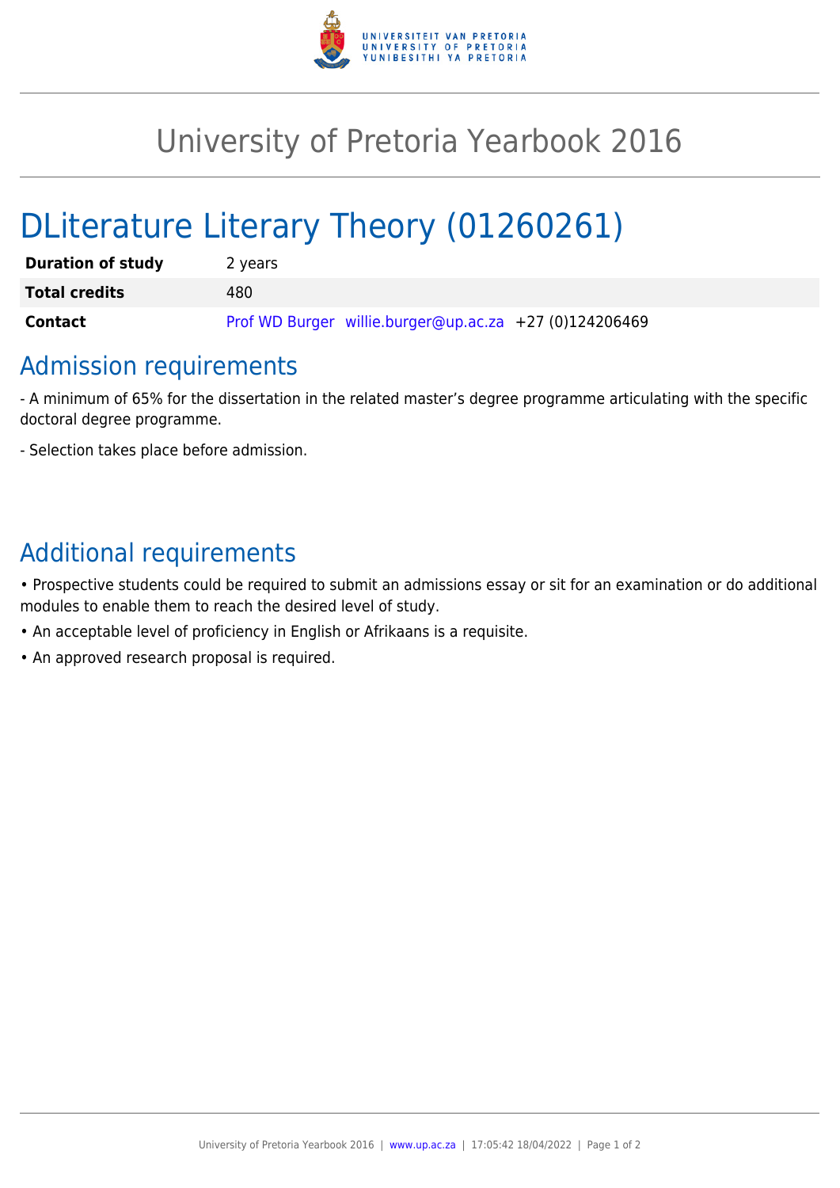# University of Pretoria Yearbook 2016

## DLiterature Literary Theory (01260261)

| | |
|---|---|
| **Duration of study** | 2 years |
| **Total credits** | 480 |
| **Contact** | Prof WD Burger willie.burger@up.ac.za +27 (0)124206469 |

## Admission requirements

- A minimum of 65% for the dissertation in the related master's degree programme articulating with the specific doctoral degree programme.

- Selection takes place before admission.

## Additional requirements

• Prospective students could be required to submit an admissions essay or sit for an examination or do additional modules to enable them to reach the desired level of study.

• An acceptable level of proficiency in English or Afrikaans is a requisite.

• An approved research proposal is required.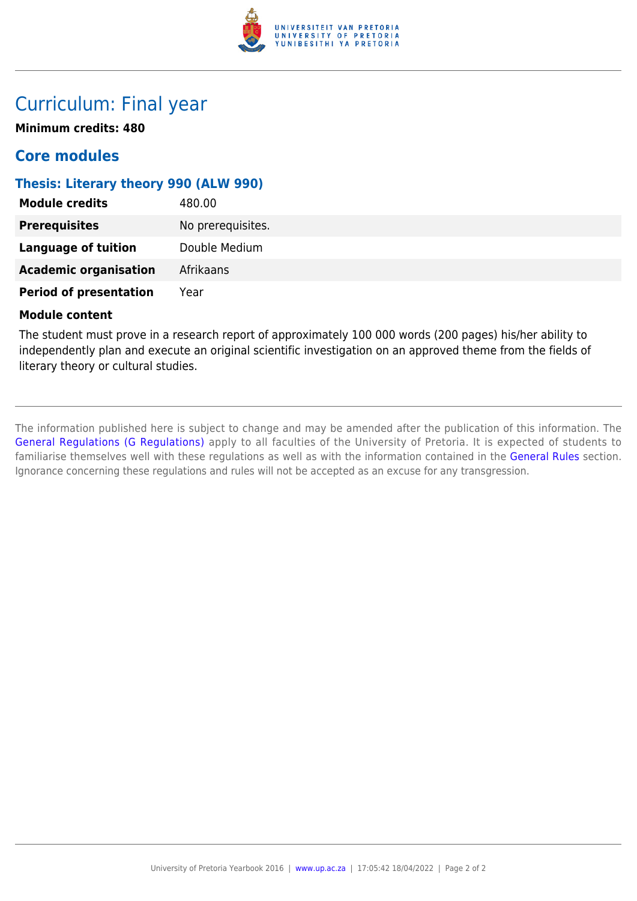# Curriculum: Final year

**Minimum credits: 480**

## Core modules

### Thesis: Literary theory 990 (ALW 990)

| | |
|---|---|
| **Module credits** | 480.00 |
| **Prerequisites** | No prerequisites. |
| **Language of tuition** | Double Medium |
| **Academic organisation** | Afrikaans |
| **Period of presentation** | Year |

**Module content**

The student must prove in a research report of approximately 100 000 words (200 pages) his/her ability to independently plan and execute an original scientific investigation on an approved theme from the fields of literary theory or cultural studies.

The information published here is subject to change and may be amended after the publication of this information. The General Regulations (G Regulations) apply to all faculties of the University of Pretoria. It is expected of students to familiarise themselves well with these regulations as well as with the information contained in the General Rules section. Ignorance concerning these regulations and rules will not be accepted as an excuse for any transgression.